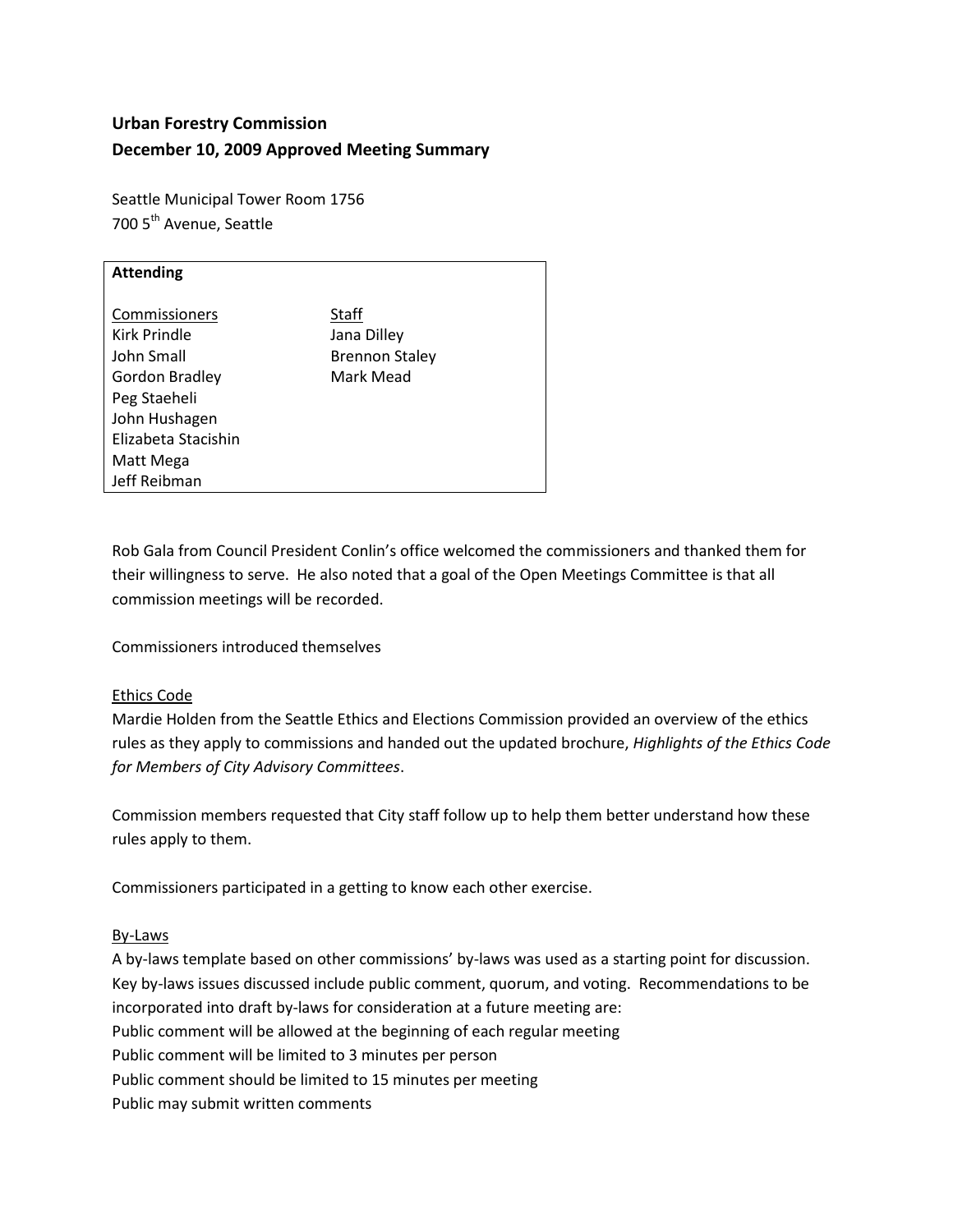**Urban Forestry Commission**
**December 10, 2009 Approved Meeting Summary**

Seattle Municipal Tower Room 1756
700 5th Avenue, Seattle

| **Attending** | |
|---|---|
| Commissioners | Staff |
| Kirk Prindle | Jana Dilley |
| John Small | Brennon Staley |
| Gordon Bradley | Mark Mead |
| Peg Staeheli | |
| John Hushagen | |
| Elizabeta Stacishin | |
| Matt Mega | |
| Jeff Reibman | |

Rob Gala from Council President Conlin's office welcomed the commissioners and thanked them for their willingness to serve. He also noted that a goal of the Open Meetings Committee is that all commission meetings will be recorded.

Commissioners introduced themselves

Ethics Code
Mardie Holden from the Seattle Ethics and Elections Commission provided an overview of the ethics rules as they apply to commissions and handed out the updated brochure, *Highlights of the Ethics Code for Members of City Advisory Committees*.

Commission members requested that City staff follow up to help them better understand how these rules apply to them.

Commissioners participated in a getting to know each other exercise.

By-Laws
A by-laws template based on other commissions' by-laws was used as a starting point for discussion. Key by-laws issues discussed include public comment, quorum, and voting. Recommendations to be incorporated into draft by-laws for consideration at a future meeting are:
Public comment will be allowed at the beginning of each regular meeting
Public comment will be limited to 3 minutes per person
Public comment should be limited to 15 minutes per meeting
Public may submit written comments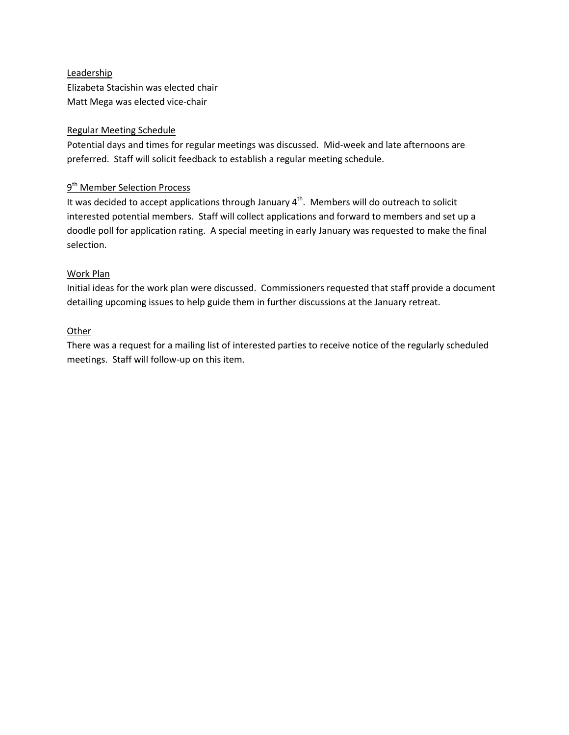Leadership

Elizabeta Stacishin was elected chair
Matt Mega was elected vice-chair

Regular Meeting Schedule

Potential days and times for regular meetings was discussed. Mid-week and late afternoons are preferred. Staff will solicit feedback to establish a regular meeting schedule.

9th Member Selection Process

It was decided to accept applications through January 4th. Members will do outreach to solicit interested potential members. Staff will collect applications and forward to members and set up a doodle poll for application rating. A special meeting in early January was requested to make the final selection.

Work Plan

Initial ideas for the work plan were discussed. Commissioners requested that staff provide a document detailing upcoming issues to help guide them in further discussions at the January retreat.

Other

There was a request for a mailing list of interested parties to receive notice of the regularly scheduled meetings. Staff will follow-up on this item.